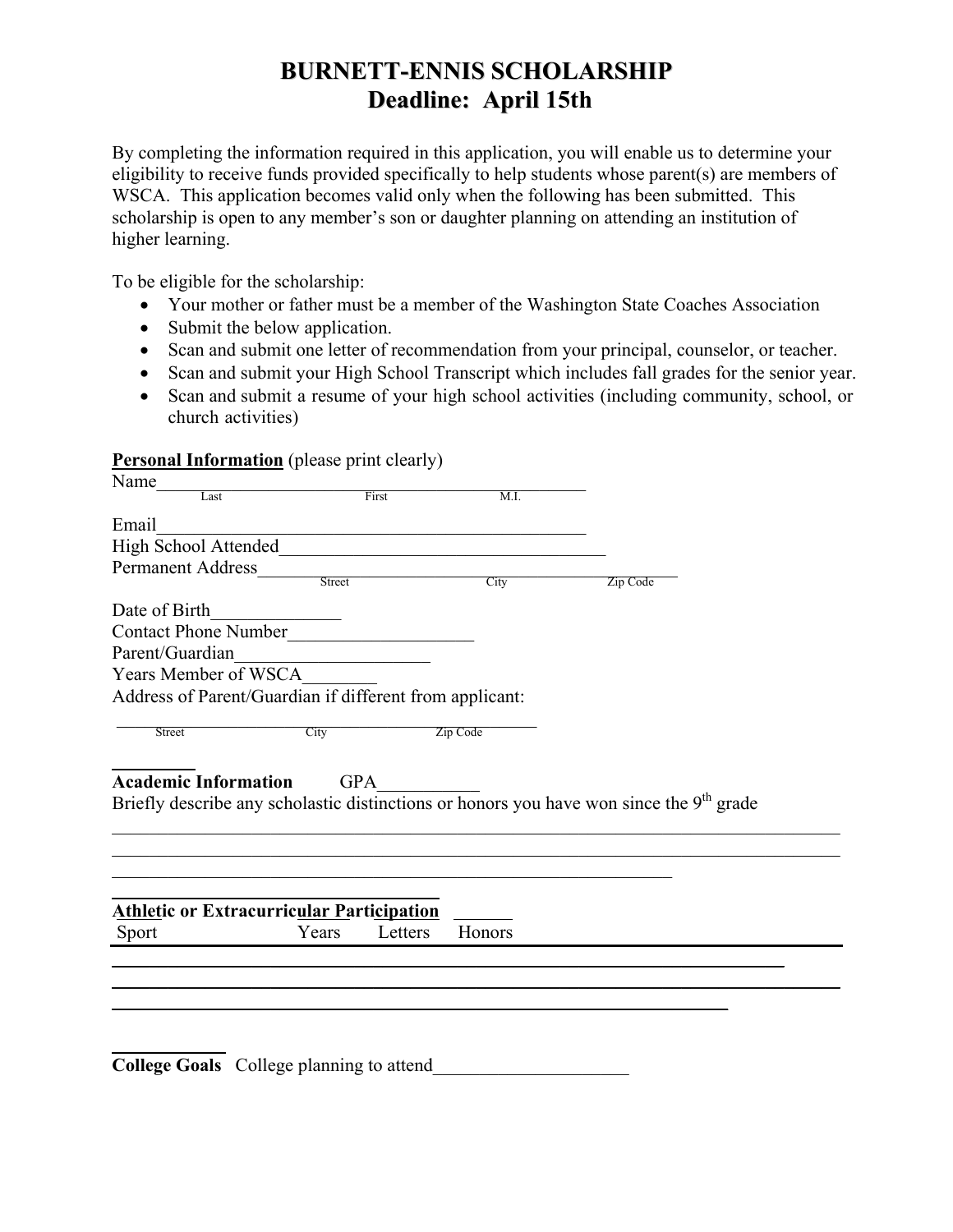# BURNETT-ENNIS SCHOLARSHIP
## Deadline: April 15th

By completing the information required in this application, you will enable us to determine your eligibility to receive funds provided specifically to help students whose parent(s) are members of WSCA. This application becomes valid only when the following has been submitted. This scholarship is open to any member's son or daughter planning on attending an institution of higher learning.

To be eligible for the scholarship:

- Your mother or father must be a member of the Washington State Coaches Association
- Submit the below application.
- Scan and submit one letter of recommendation from your principal, counselor, or teacher.
- Scan and submit your High School Transcript which includes fall grades for the senior year.
- Scan and submit a resume of your high school activities (including community, school, or church activities)

**Personal Information** (please print clearly)

Name________________________________________________
Last First M.I.

Email________________________________________________

High School Attended____________________________________

Permanent Address________________________________________
Street City Zip Code

Date of Birth______________

Contact Phone Number____________________

Parent/Guardian_____________________

Years Member of WSCA________

Address of Parent/Guardian if different from applicant:

________________________________________________
Street City Zip Code

**Academic Information** GPA___________

Briefly describe any scholastic distinctions or honors you have won since the 9th grade

________________________________________________________________________________
________________________________________________________________________________
________________________________________________________________

**Athletic or Extracurricular Participation**

| Sport | Years | Letters | Honors |
|---|---|---|---|
| | | | |
| | | | |
| | | | |

**College Goals** College planning to attend_____________________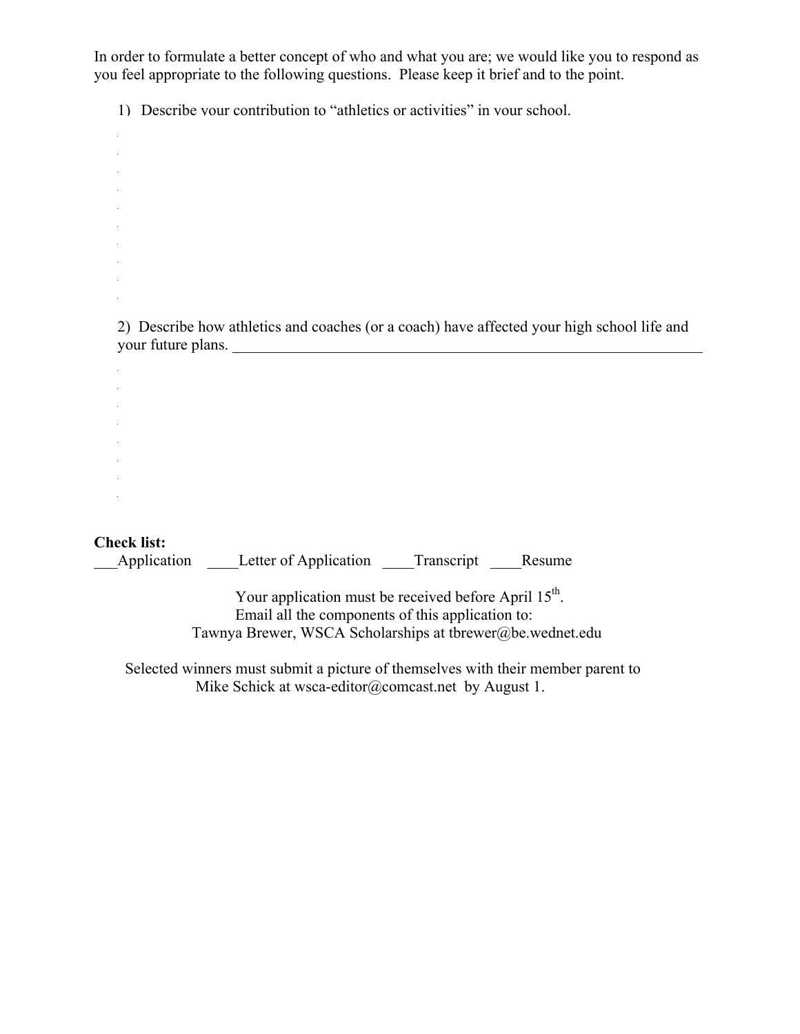In order to formulate a better concept of who and what you are; we would like you to respond as you feel appropriate to the following questions. Please keep it brief and to the point.

1) Describe your contribution to "athletics or activities" in your school.

2) Describe how athletics and coaches (or a coach) have affected your high school life and your future plans. ___________________________________________________________________

**Check list:**

___Application ____Letter of Application ____Transcript ____Resume

Your application must be received before April 15th.
Email all the components of this application to:
Tawnya Brewer, WSCA Scholarships at tbrewer@be.wednet.edu

Selected winners must submit a picture of themselves with their member parent to Mike Schick at wsca-editor@comcast.net by August 1.